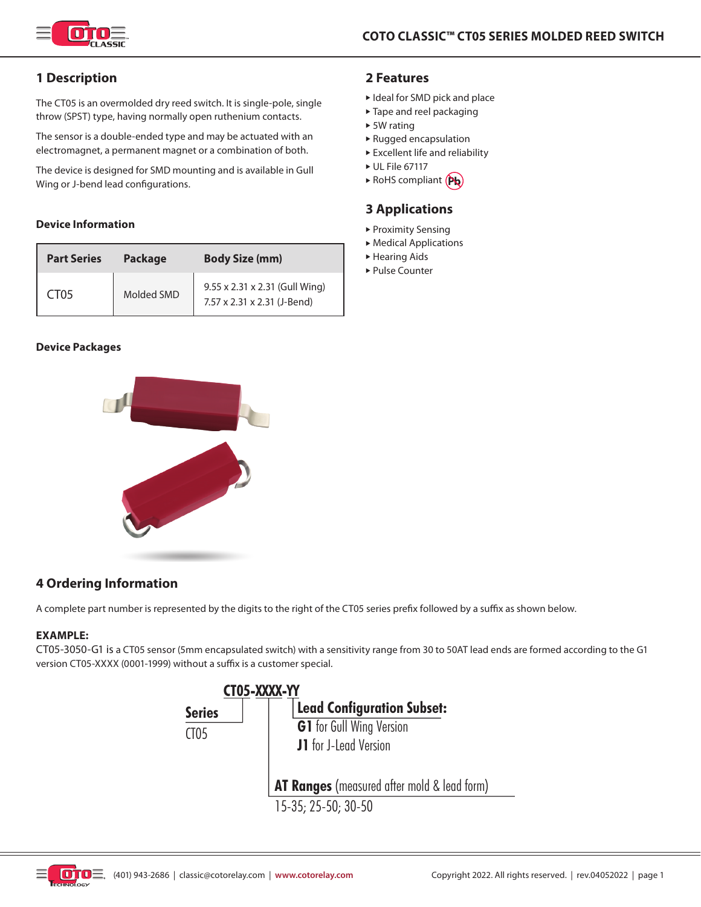# COTO CLASSIC™ CT05 SERIES MOLDED REED SWITCH

## 1 Description

The CT05 is an overmolded dry reed switch. It is single-pole, single throw (SPST) type, having normally open ruthenium contacts.

The sensor is a double-ended type and may be actuated with an electromagnet, a permanent magnet or a combination of both.

The device is designed for SMD mounting and is available in Gull Wing or J-bend lead configurations.

### Device Information

| Part Series | Package | Body Size (mm) |
|---|---|---|
| CT05 | Molded SMD | 9.55 x 2.31 x 2.31 (Gull Wing)<br>7.57 x 2.31 x 2.31 (J-Bend) |

### Device Packages

## 2 Features

- Ideal for SMD pick and place
- Tape and reel packaging
- 5W rating
- Rugged encapsulation
- Excellent life and reliability
- UL File 67117
- RoHS compliant

## 3 Applications

- Proximity Sensing
- Medical Applications
- Hearing Aids
- Pulse Counter

## 4 Ordering Information

A complete part number is represented by the digits to the right of the CT05 series prefix followed by a suffix as shown below.

**EXAMPLE:**
CT05-3050-G1 is a CT05 sensor (5mm encapsulated switch) with a sensitivity range from 30 to 50AT lead ends are formed according to the G1 version CT05-XXXX (0001-1999) without a suffix is a customer special.

**CT05-XXXX-YY**

**Series**
CT05

**Lead Configuration Subset:**
**G1** for Gull Wing Version
**J1** for J-Lead Version

**AT Ranges** (measured after mold & lead form)
15-35; 25-50; 30-50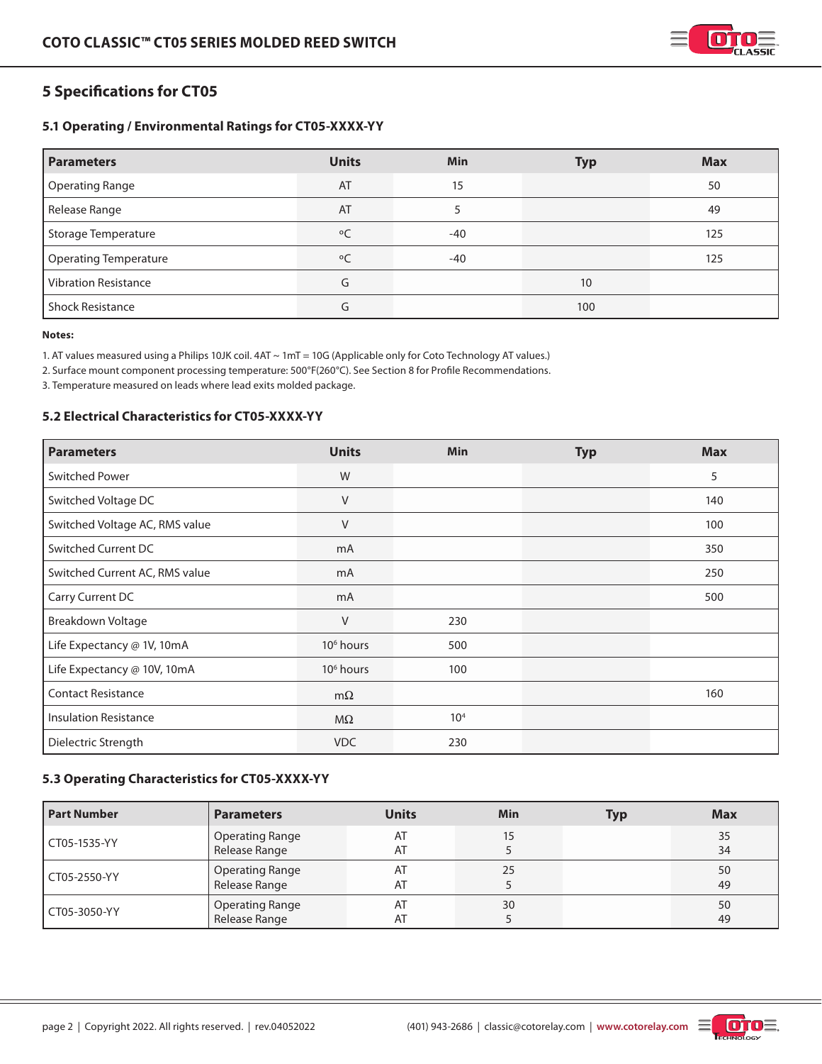## 5 Specifications for CT05

### 5.1 Operating / Environmental Ratings for CT05-XXXX-YY

| Parameters | Units | Min | Typ | Max |
|---|---|---|---|---|
| Operating Range | AT | 15 | | 50 |
| Release Range | AT | 5 | | 49 |
| Storage Temperature | ºC | -40 | | 125 |
| Operating Temperature | ºC | -40 | | 125 |
| Vibration Resistance | G | | 10 | |
| Shock Resistance | G | | 100 | |

**Notes:**

1. AT values measured using a Philips 10JK coil. 4AT ~ 1mT = 10G (Applicable only for Coto Technology AT values.)
2. Surface mount component processing temperature: 500°F(260°C). See Section 8 for Profile Recommendations.
3. Temperature measured on leads where lead exits molded package.

### 5.2 Electrical Characteristics for CT05-XXXX-YY

| Parameters | Units | Min | Typ | Max |
|---|---|---|---|---|
| Switched Power | W | | | 5 |
| Switched Voltage DC | V | | | 140 |
| Switched Voltage AC, RMS value | V | | | 100 |
| Switched Current DC | mA | | | 350 |
| Switched Current AC, RMS value | mA | | | 250 |
| Carry Current DC | mA | | | 500 |
| Breakdown Voltage | V | 230 | | |
| Life Expectancy @ 1V, 10mA | $10^6$ hours | 500 | | |
| Life Expectancy @ 10V, 10mA | $10^6$ hours | 100 | | |
| Contact Resistance | mΩ | | | 160 |
| Insulation Resistance | MΩ | $10^4$ | | |
| Dielectric Strength | VDC | 230 | | |

### 5.3 Operating Characteristics for CT05-XXXX-YY

| Part Number | Parameters | Units | Min | Typ | Max |
|---|---|---|---|---|---|
| CT05-1535-YY | Operating Range<br>Release Range | AT<br>AT | 15<br>5 | | 35<br>34 |
| CT05-2550-YY | Operating Range<br>Release Range | AT<br>AT | 25<br>5 | | 50<br>49 |
| CT05-3050-YY | Operating Range<br>Release Range | AT<br>AT | 30<br>5 | | 50<br>49 |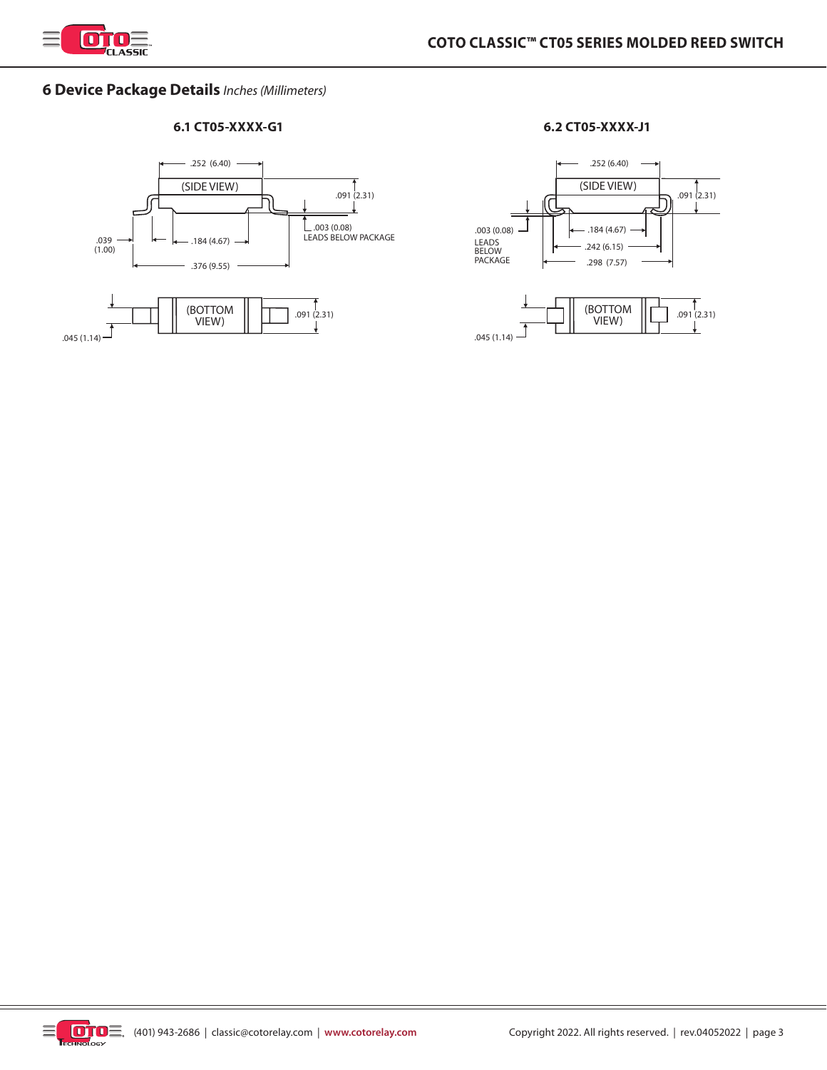## 6 Device Package Details *Inches (Millimeters)*

### 6.1 CT05-XXXX-G1

(SIDE VIEW)

.252 (6.40)

.091 (2.31)

.003 (0.08)
LEADS BELOW PACKAGE

.039
(1.00)

.184 (4.67)

.376 (9.55)

(BOTTOM VIEW)

.091 (2.31)

.045 (1.14)

### 6.2 CT05-XXXX-J1

(SIDE VIEW)

.252 (6.40)

.091 (2.31)

.003 (0.08)
LEADS
BELOW
PACKAGE

.184 (4.67)

.242 (6.15)

.298 (7.57)

(BOTTOM VIEW)

.091 (2.31)

.045 (1.14)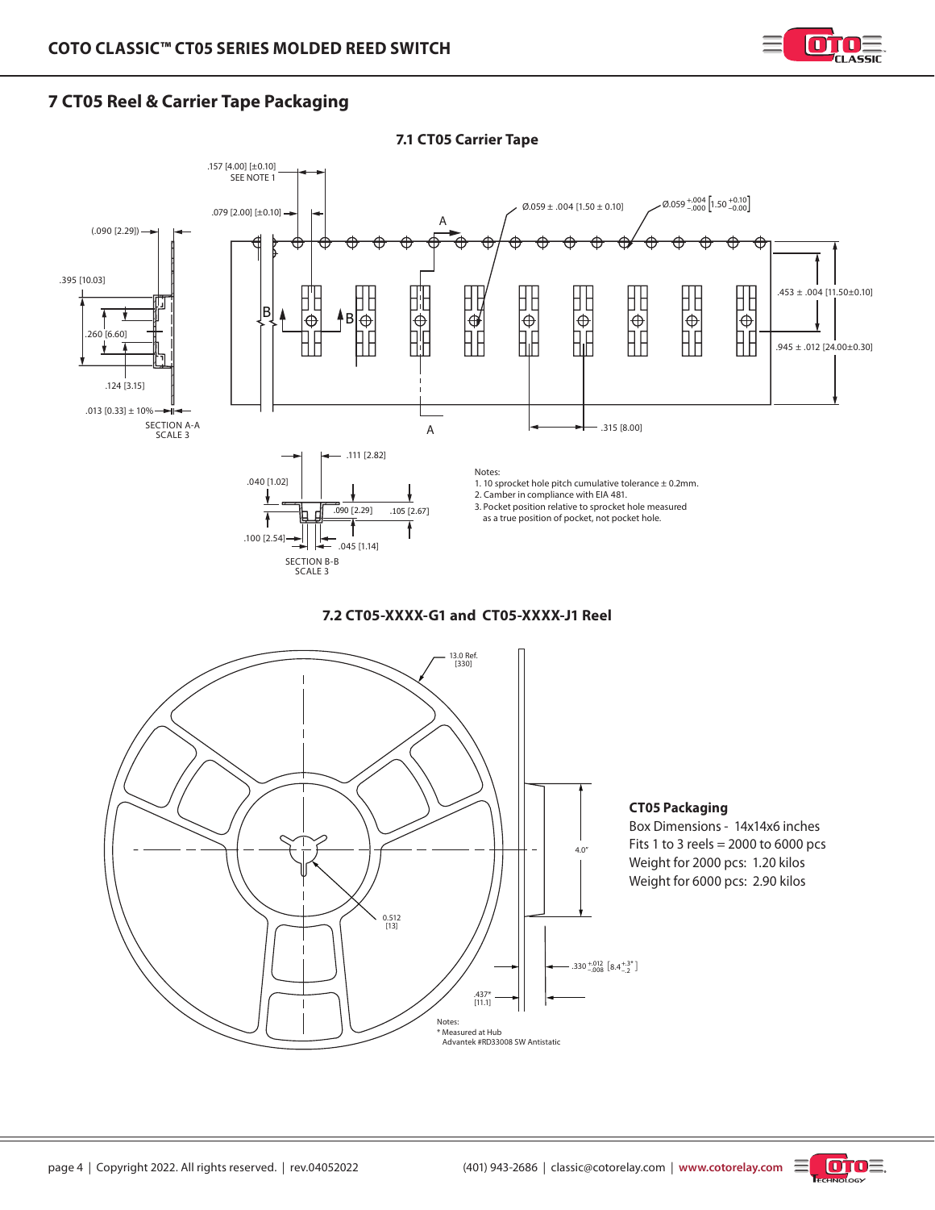## 7 CT05 Reel & Carrier Tape Packaging

### 7.1 CT05 Carrier Tape

.157 [4.00] [±0.10] SEE NOTE 1

.079 [2.00] [±0.10]

Ø.059 ± .004 [1.50 ± 0.10]

Ø.059 $^{+.004}_{-.000}$ [1.50 $^{+0.10}_{-0.00}$]

(.090 [2.29])

.395 [10.03]

.260 [6.60]

.124 [3.15]

.013 [0.33] ± 10%

SECTION A-A
SCALE 3

.453 ± .004 [11.50±0.10]

.945 ± .012 [24.00±0.30]

.315 [8.00]

.111 [2.82]

.040 [1.02]

.090 [2.29]

.105 [2.67]

.100 [2.54]

.045 [1.14]

SECTION B-B
SCALE 3

Notes:
1. 10 sprocket hole pitch cumulative tolerance ± 0.2mm.
2. Camber in compliance with EIA 481.
3. Pocket position relative to sprocket hole measured as a true position of pocket, not pocket hole.

### 7.2 CT05-XXXX-G1 and CT05-XXXX-J1 Reel

13.0 Ref. [330]

4.0"

0.512 [13]

.330 $^{+.012}_{-.008}$ [8.4 $^{+.3*}_{-.2}$]

.437* [11.1]

Notes:
\* Measured at Hub
Advantek #RD33008 SW Antistatic

**CT05 Packaging**

Box Dimensions - 14x14x6 inches
Fits 1 to 3 reels = 2000 to 6000 pcs
Weight for 2000 pcs: 1.20 kilos
Weight for 6000 pcs: 2.90 kilos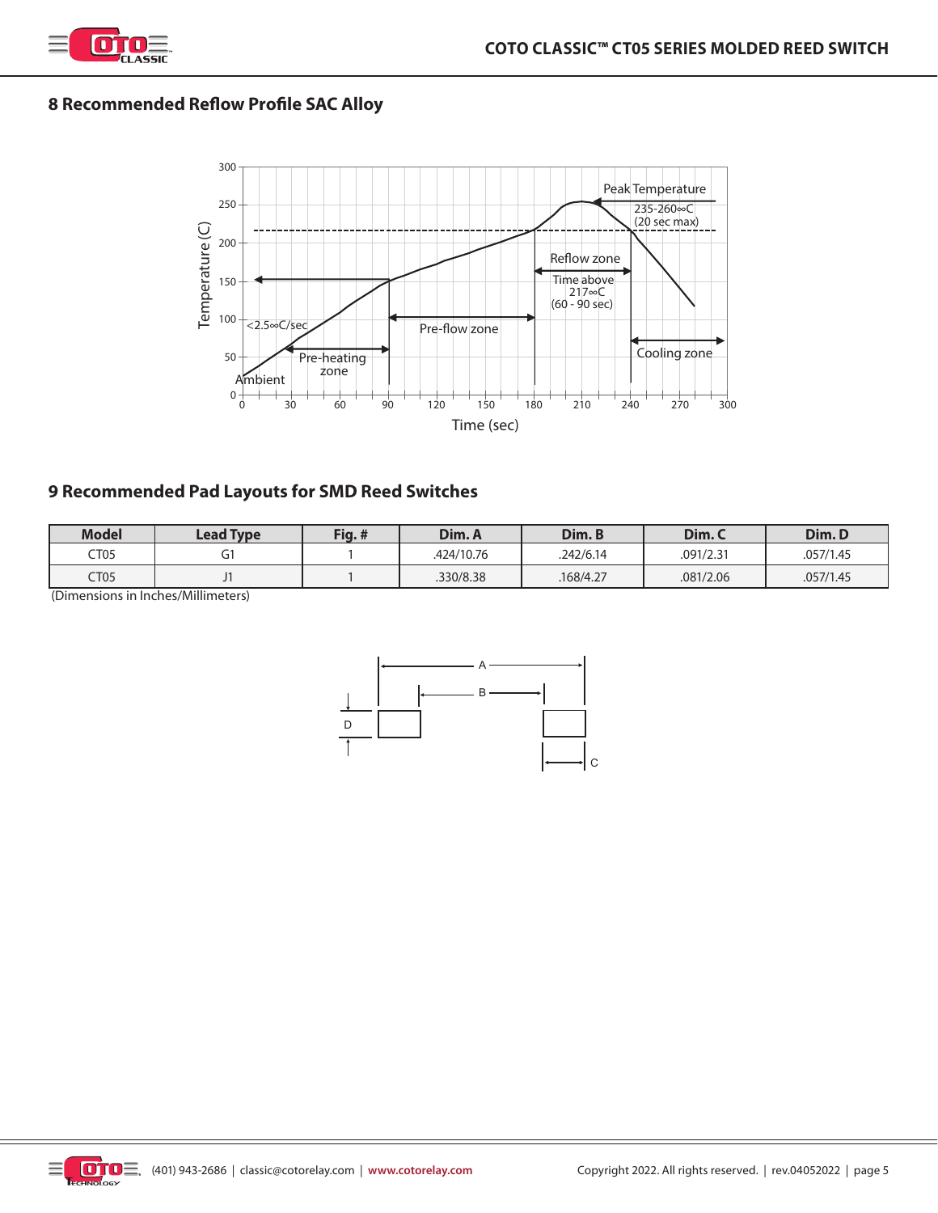## 8 Recommended Reflow Profile SAC Alloy

## 9 Recommended Pad Layouts for SMD Reed Switches

| Model | Lead Type | Fig. # | Dim. A | Dim. B | Dim. C | Dim. D |
|---|---|---|---|---|---|---|
| CT05 | G1 | 1 | .424/10.76 | .242/6.14 | .091/2.31 | .057/1.45 |
| CT05 | J1 | 1 | .330/8.38 | .168/4.27 | .081/2.06 | .057/1.45 |

(Dimensions in Inches/Millimeters)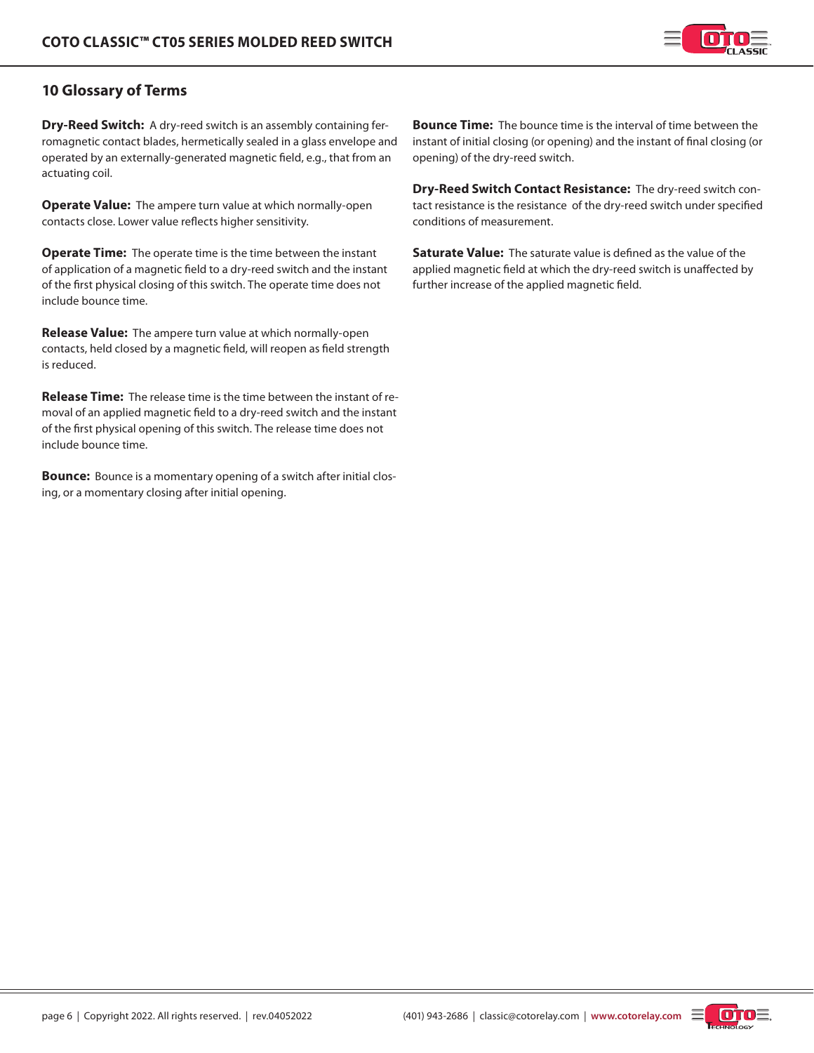## 10 Glossary of Terms

**Dry-Reed Switch:** A dry-reed switch is an assembly containing ferromagnetic contact blades, hermetically sealed in a glass envelope and operated by an externally-generated magnetic field, e.g., that from an actuating coil.

**Operate Value:** The ampere turn value at which normally-open contacts close. Lower value reflects higher sensitivity.

**Operate Time:** The operate time is the time between the instant of application of a magnetic field to a dry-reed switch and the instant of the first physical closing of this switch. The operate time does not include bounce time.

**Release Value:** The ampere turn value at which normally-open contacts, held closed by a magnetic field, will reopen as field strength is reduced.

**Release Time:** The release time is the time between the instant of removal of an applied magnetic field to a dry-reed switch and the instant of the first physical opening of this switch. The release time does not include bounce time.

**Bounce:** Bounce is a momentary opening of a switch after initial closing, or a momentary closing after initial opening.

**Bounce Time:** The bounce time is the interval of time between the instant of initial closing (or opening) and the instant of final closing (or opening) of the dry-reed switch.

**Dry-Reed Switch Contact Resistance:** The dry-reed switch contact resistance is the resistance of the dry-reed switch under specified conditions of measurement.

**Saturate Value:** The saturate value is defined as the value of the applied magnetic field at which the dry-reed switch is unaffected by further increase of the applied magnetic field.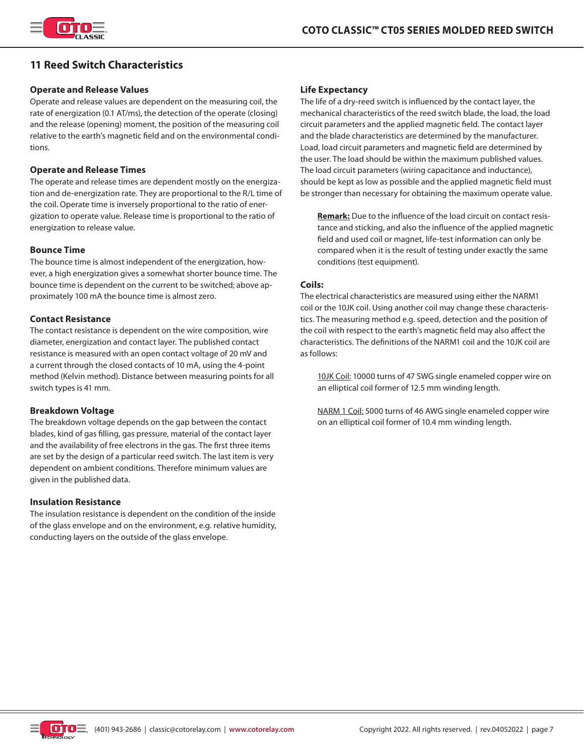## 11 Reed Switch Characteristics

### Operate and Release Values

Operate and release values are dependent on the measuring coil, the rate of energization (0.1 AT/ms), the detection of the operate (closing) and the release (opening) moment, the position of the measuring coil relative to the earth's magnetic field and on the environmental conditions.

### Operate and Release Times

The operate and release times are dependent mostly on the energization and de-energization rate. They are proportional to the R/L time of the coil. Operate time is inversely proportional to the ratio of energization to operate value. Release time is proportional to the ratio of energization to release value.

### Bounce Time

The bounce time is almost independent of the energization, however, a high energization gives a somewhat shorter bounce time. The bounce time is dependent on the current to be switched; above approximately 100 mA the bounce time is almost zero.

### Contact Resistance

The contact resistance is dependent on the wire composition, wire diameter, energization and contact layer. The published contact resistance is measured with an open contact voltage of 20 mV and a current through the closed contacts of 10 mA, using the 4-point method (Kelvin method). Distance between measuring points for all switch types is 41 mm.

### Breakdown Voltage

The breakdown voltage depends on the gap between the contact blades, kind of gas filling, gas pressure, material of the contact layer and the availability of free electrons in the gas. The first three items are set by the design of a particular reed switch. The last item is very dependent on ambient conditions. Therefore minimum values are given in the published data.

### Insulation Resistance

The insulation resistance is dependent on the condition of the inside of the glass envelope and on the environment, e.g. relative humidity, conducting layers on the outside of the glass envelope.

### Life Expectancy

The life of a dry-reed switch is influenced by the contact layer, the mechanical characteristics of the reed switch blade, the load, the load circuit parameters and the applied magnetic field. The contact layer and the blade characteristics are determined by the manufacturer. Load, load circuit parameters and magnetic field are determined by the user. The load should be within the maximum published values. The load circuit parameters (wiring capacitance and inductance), should be kept as low as possible and the applied magnetic field must be stronger than necessary for obtaining the maximum operate value.

> **Remark:** Due to the influence of the load circuit on contact resistance and sticking, and also the influence of the applied magnetic field and used coil or magnet, life-test information can only be compared when it is the result of testing under exactly the same conditions (test equipment).

### Coils:

The electrical characteristics are measured using either the NARM1 coil or the 10JK coil. Using another coil may change these characteristics. The measuring method e.g. speed, detection and the position of the coil with respect to the earth's magnetic field may also affect the characteristics. The definitions of the NARM1 coil and the 10JK coil are as follows:

> 10JK Coil: 10000 turns of 47 SWG single enameled copper wire on an elliptical coil former of 12.5 mm winding length.
>
> NARM 1 Coil: 5000 turns of 46 AWG single enameled copper wire on an elliptical coil former of 10.4 mm winding length.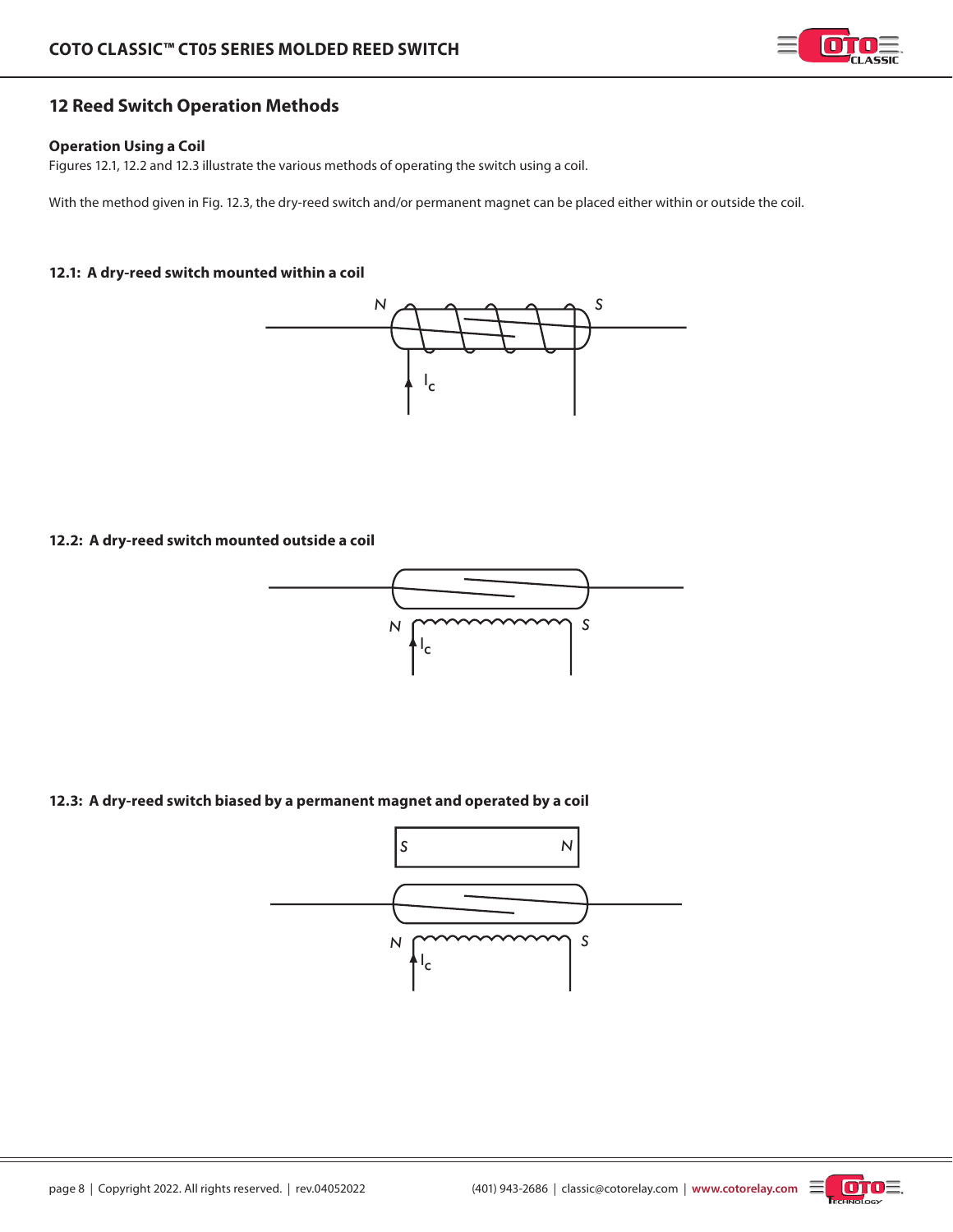## 12 Reed Switch Operation Methods

### Operation Using a Coil

Figures 12.1, 12.2 and 12.3 illustrate the various methods of operating the switch using a coil.

With the method given in Fig. 12.3, the dry-reed switch and/or permanent magnet can be placed either within or outside the coil.

**12.1: A dry-reed switch mounted within a coil**

N S $I_c$

**12.2: A dry-reed switch mounted outside a coil**

N S $I_c$

**12.3: A dry-reed switch biased by a permanent magnet and operated by a coil**

S N

N S $I_c$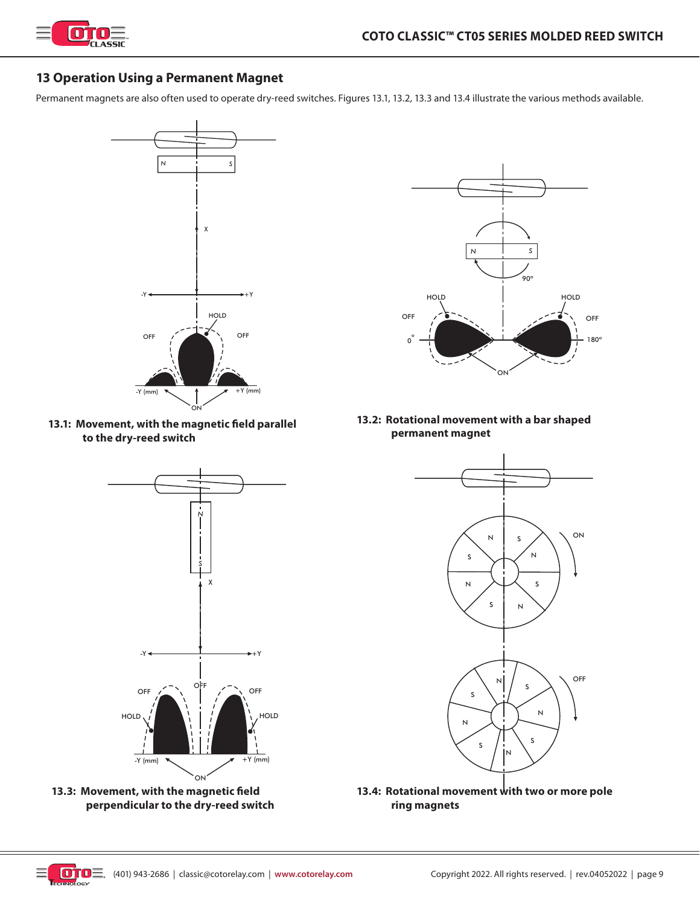## 13 Operation Using a Permanent Magnet

Permanent magnets are also often used to operate dry-reed switches. Figures 13.1, 13.2, 13.3 and 13.4 illustrate the various methods available.

**13.1: Movement, with the magnetic field parallel to the dry-reed switch**

**13.2: Rotational movement with a bar shaped permanent magnet**

**13.3: Movement, with the magnetic field perpendicular to the dry-reed switch**

**13.4: Rotational movement with two or more pole ring magnets**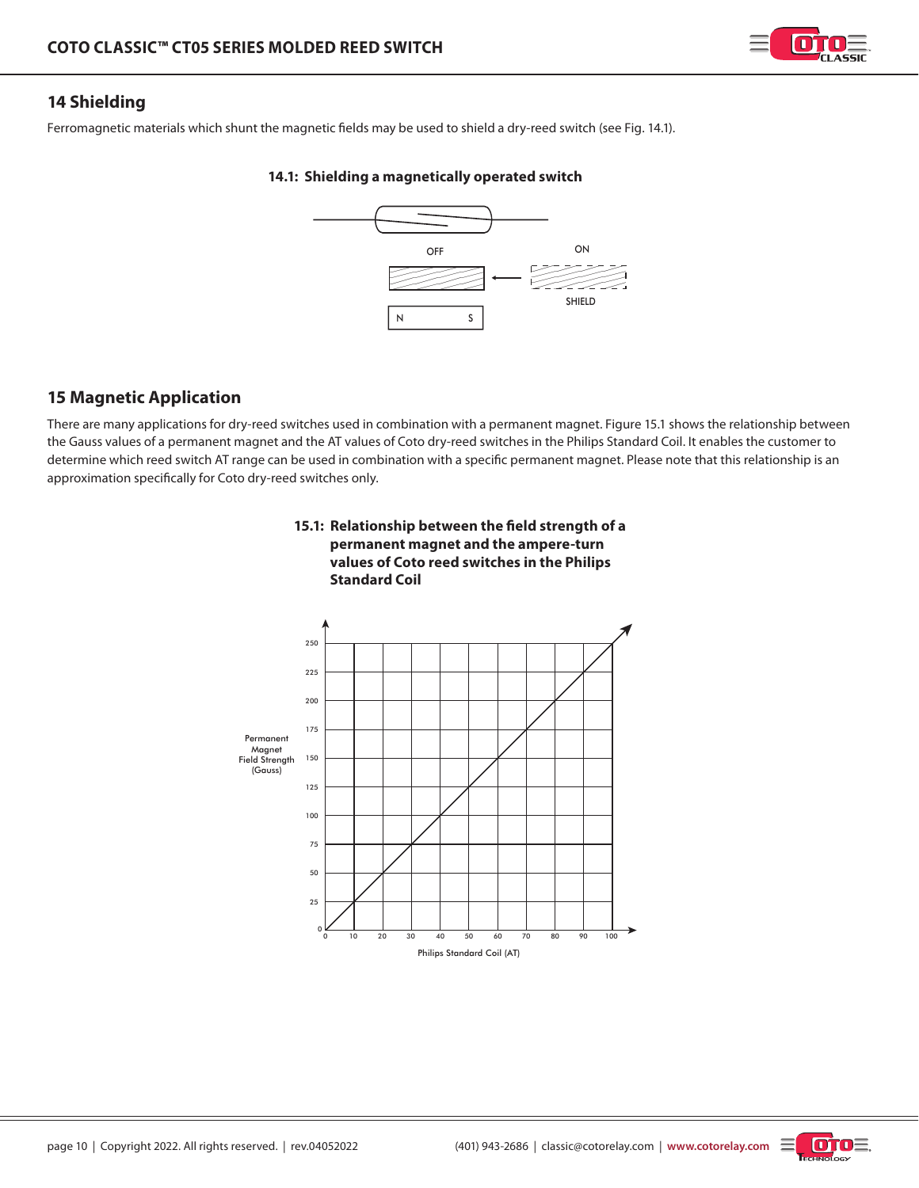## 14 Shielding

Ferromagnetic materials which shunt the magnetic fields may be used to shield a dry-reed switch (see Fig. 14.1).

**14.1: Shielding a magnetically operated switch**

## 15 Magnetic Application

There are many applications for dry-reed switches used in combination with a permanent magnet. Figure 15.1 shows the relationship between the Gauss values of a permanent magnet and the AT values of Coto dry-reed switches in the Philips Standard Coil. It enables the customer to determine which reed switch AT range can be used in combination with a specific permanent magnet. Please note that this relationship is an approximation specifically for Coto dry-reed switches only.

**15.1: Relationship between the field strength of a permanent magnet and the ampere-turn values of Coto reed switches in the Philips Standard Coil**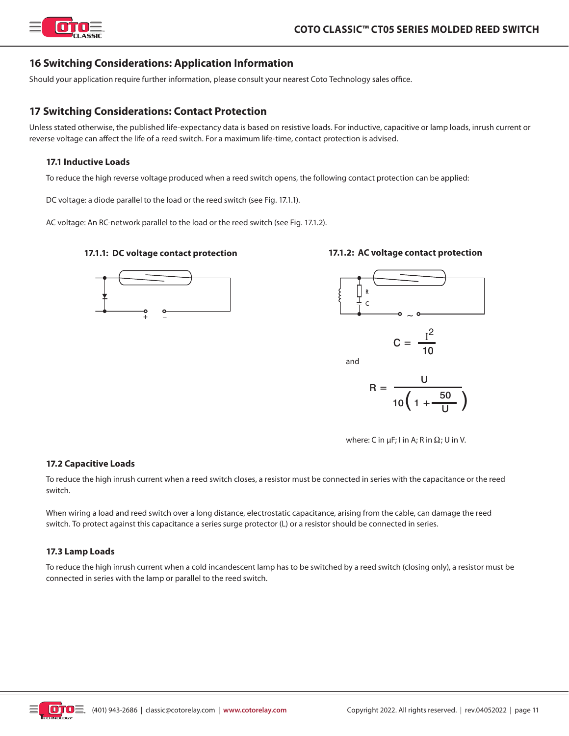## 16 Switching Considerations: Application Information

Should your application require further information, please consult your nearest Coto Technology sales office.

## 17 Switching Considerations: Contact Protection

Unless stated otherwise, the published life-expectancy data is based on resistive loads. For inductive, capacitive or lamp loads, inrush current or reverse voltage can affect the life of a reed switch. For a maximum life-time, contact protection is advised.

### 17.1 Inductive Loads

To reduce the high reverse voltage produced when a reed switch opens, the following contact protection can be applied:

DC voltage: a diode parallel to the load or the reed switch (see Fig. 17.1.1).

AC voltage: An RC-network parallel to the load or the reed switch (see Fig. 17.1.2).

**17.1.1: DC voltage contact protection**

+ −

**17.1.2: AC voltage contact protection**

R C ~

$$C = \frac{I^2}{10}$$

and

$$R = \frac{U}{10\left(1 + \frac{50}{U}\right)}$$

where: C in µF; I in A; R in Ω; U in V.

### 17.2 Capacitive Loads

To reduce the high inrush current when a reed switch closes, a resistor must be connected in series with the capacitance or the reed switch.

When wiring a load and reed switch over a long distance, electrostatic capacitance, arising from the cable, can damage the reed switch. To protect against this capacitance a series surge protector (L) or a resistor should be connected in series.

### 17.3 Lamp Loads

To reduce the high inrush current when a cold incandescent lamp has to be switched by a reed switch (closing only), a resistor must be connected in series with the lamp or parallel to the reed switch.